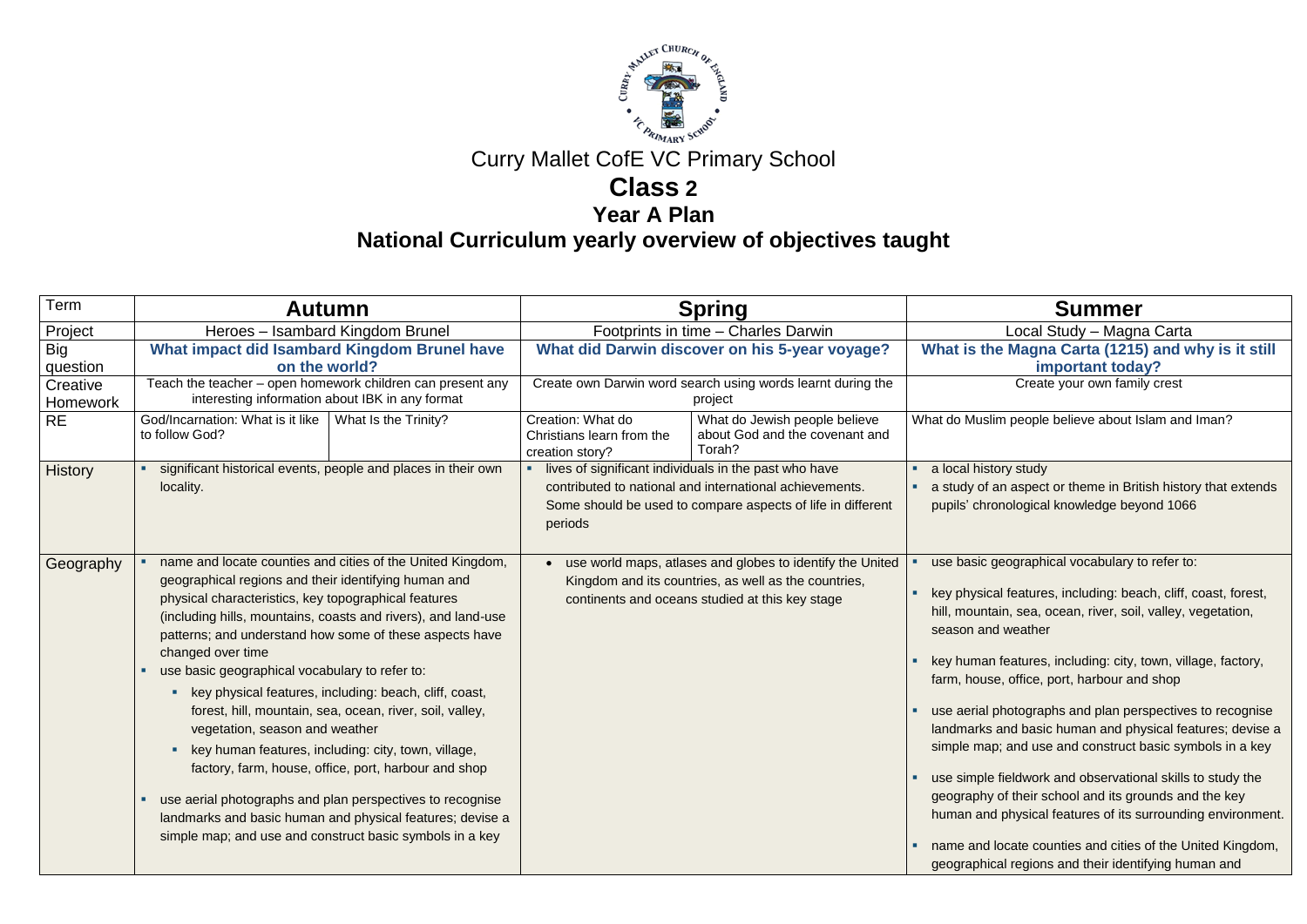Curry Mallet CofE VC Primary School

# Class 2

## Year A Plan

## National Curriculum yearly overview of objectives taught

| Term | Autumn | | Spring | | Summer |
|---|---|---|---|---|---|
| Project | Heroes – Isambard Kingdom Brunel | | Footprints in time – Charles Darwin | | Local Study – Magna Carta |
| Big question | **What impact did Isambard Kingdom Brunel have on the world?** | | **What did Darwin discover on his 5-year voyage?** | | **What is the Magna Carta (1215) and why is it still important today?** |
| Creative Homework | Teach the teacher – open homework children can present any interesting information about IBK in any format | | Create own Darwin word search using words learnt during the project | | Create your own family crest |
| RE | God/Incarnation: What is it like to follow God? | What Is the Trinity? | Creation: What do Christians learn from the creation story? | What do Jewish people believe about God and the covenant and Torah? | What do Muslim people believe about Islam and Iman? |
| History | ▪ significant historical events, people and places in their own locality. | | ▪ lives of significant individuals in the past who have contributed to national and international achievements. Some should be used to compare aspects of life in different periods | | ▪ a local history study<br>▪ a study of an aspect or theme in British history that extends pupils' chronological knowledge beyond 1066 |
| Geography | ▪ name and locate counties and cities of the United Kingdom, geographical regions and their identifying human and physical characteristics, key topographical features (including hills, mountains, coasts and rivers), and land-use patterns; and understand how some of these aspects have changed over time<br>▪ use basic geographical vocabulary to refer to:<br>&nbsp;&nbsp;▪ key physical features, including: beach, cliff, coast, forest, hill, mountain, sea, ocean, river, soil, valley, vegetation, season and weather<br>&nbsp;&nbsp;▪ key human features, including: city, town, village, factory, farm, house, office, port, harbour and shop<br>▪ use aerial photographs and plan perspectives to recognise landmarks and basic human and physical features; devise a simple map; and use and construct basic symbols in a key | | • use world maps, atlases and globes to identify the United Kingdom and its countries, as well as the countries, continents and oceans studied at this key stage | | ▪ use basic geographical vocabulary to refer to:<br>▪ key physical features, including: beach, cliff, coast, forest, hill, mountain, sea, ocean, river, soil, valley, vegetation, season and weather<br>▪ key human features, including: city, town, village, factory, farm, house, office, port, harbour and shop<br>▪ use aerial photographs and plan perspectives to recognise landmarks and basic human and physical features; devise a simple map; and use and construct basic symbols in a key<br>▪ use simple fieldwork and observational skills to study the geography of their school and its grounds and the key human and physical features of its surrounding environment.<br>▪ name and locate counties and cities of the United Kingdom, geographical regions and their identifying human and |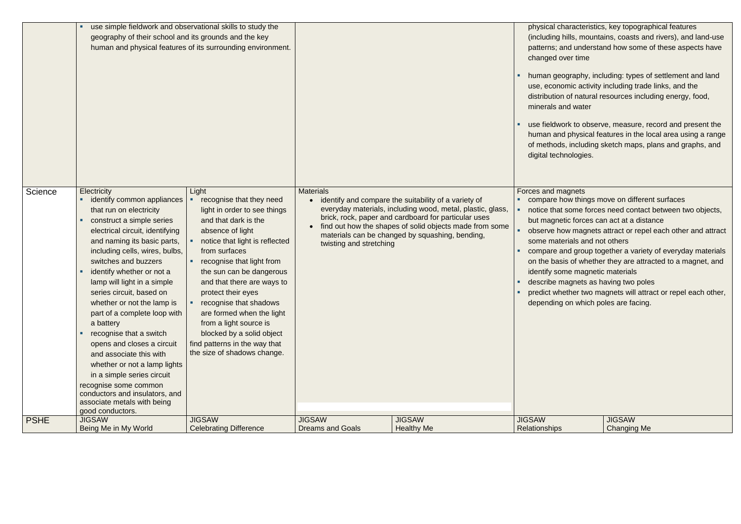| | | | | | | |
|---|---|---|---|---|---|---|
| | ▪ use simple fieldwork and observational skills to study the geography of their school and its grounds and the key human and physical features of its surrounding environment. | | | | physical characteristics, key topographical features (including hills, mountains, coasts and rivers), and land-use patterns; and understand how some of these aspects have changed over time<br>▪ human geography, including: types of settlement and land use, economic activity including trade links, and the distribution of natural resources including energy, food, minerals and water<br>▪ use fieldwork to observe, measure, record and present the human and physical features in the local area using a range of methods, including sketch maps, plans and graphs, and digital technologies. | |
| Science | Electricity<br>▪ identify common appliances that run on electricity<br>▪ construct a simple series electrical circuit, identifying and naming its basic parts, including cells, wires, bulbs, switches and buzzers<br>▪ identify whether or not a lamp will light in a simple series circuit, based on whether or not the lamp is part of a complete loop with a battery<br>▪ recognise that a switch opens and closes a circuit and associate this with whether or not a lamp lights in a simple series circuit<br>recognise some common conductors and insulators, and associate metals with being good conductors. | Light<br>▪ recognise that they need light in order to see things and that dark is the absence of light<br>▪ notice that light is reflected from surfaces<br>▪ recognise that light from the sun can be dangerous and that there are ways to protect their eyes<br>▪ recognise that shadows are formed when the light from a light source is blocked by a solid object<br>find patterns in the way that the size of shadows change. | Materials<br>• identify and compare the suitability of a variety of everyday materials, including wood, metal, plastic, glass, brick, rock, paper and cardboard for particular uses<br>• find out how the shapes of solid objects made from some materials can be changed by squashing, bending, twisting and stretching | | Forces and magnets<br>▪ compare how things move on different surfaces<br>▪ notice that some forces need contact between two objects, but magnetic forces can act at a distance<br>▪ observe how magnets attract or repel each other and attract some materials and not others<br>▪ compare and group together a variety of everyday materials on the basis of whether they are attracted to a magnet, and identify some magnetic materials<br>▪ describe magnets as having two poles<br>▪ predict whether two magnets will attract or repel each other, depending on which poles are facing. | |
| PSHE | JIGSAW<br>Being Me in My World | JIGSAW<br>Celebrating Difference | JIGSAW<br>Dreams and Goals | JIGSAW<br>Healthy Me | JIGSAW<br>Relationships | JIGSAW<br>Changing Me |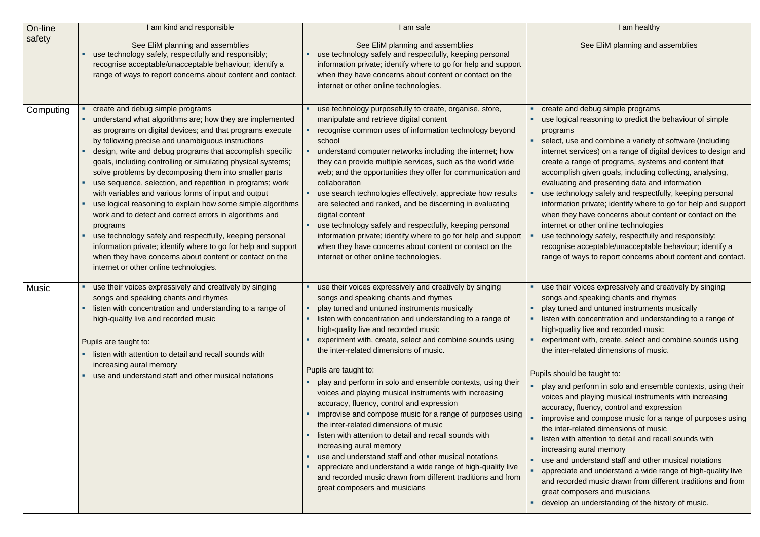| On-line safety | I am kind and responsible<br><br>See EliM planning and assemblies<br>▪ use technology safely, respectfully and responsibly; recognise acceptable/unacceptable behaviour; identify a range of ways to report concerns about content and contact. | I am safe<br><br>See EliM planning and assemblies<br>▪ use technology safely and respectfully, keeping personal information private; identify where to go for help and support when they have concerns about content or contact on the internet or other online technologies. | I am healthy<br><br>See EliM planning and assemblies |
|---|---|---|---|
| Computing | ▪ create and debug simple programs<br>▪ understand what algorithms are; how they are implemented as programs on digital devices; and that programs execute by following precise and unambiguous instructions<br>▪ design, write and debug programs that accomplish specific goals, including controlling or simulating physical systems; solve problems by decomposing them into smaller parts<br>▪ use sequence, selection, and repetition in programs; work with variables and various forms of input and output<br>▪ use logical reasoning to explain how some simple algorithms work and to detect and correct errors in algorithms and programs<br>▪ use technology safely and respectfully, keeping personal information private; identify where to go for help and support when they have concerns about content or contact on the internet or other online technologies. | ▪ use technology purposefully to create, organise, store, manipulate and retrieve digital content<br>▪ recognise common uses of information technology beyond school<br>▪ understand computer networks including the internet; how they can provide multiple services, such as the world wide web; and the opportunities they offer for communication and collaboration<br>▪ use search technologies effectively, appreciate how results are selected and ranked, and be discerning in evaluating digital content<br>▪ use technology safely and respectfully, keeping personal information private; identify where to go for help and support when they have concerns about content or contact on the internet or other online technologies. | ▪ create and debug simple programs<br>▪ use logical reasoning to predict the behaviour of simple programs<br>▪ select, use and combine a variety of software (including internet services) on a range of digital devices to design and create a range of programs, systems and content that accomplish given goals, including collecting, analysing, evaluating and presenting data and information<br>▪ use technology safely and respectfully, keeping personal information private; identify where to go for help and support when they have concerns about content or contact on the internet or other online technologies<br>▪ use technology safely, respectfully and responsibly; recognise acceptable/unacceptable behaviour; identify a range of ways to report concerns about content and contact. |
| Music | ▪ use their voices expressively and creatively by singing songs and speaking chants and rhymes<br>▪ listen with concentration and understanding to a range of high-quality live and recorded music<br><br>Pupils are taught to:<br>▪ listen with attention to detail and recall sounds with increasing aural memory<br>▪ use and understand staff and other musical notations | ▪ use their voices expressively and creatively by singing songs and speaking chants and rhymes<br>▪ play tuned and untuned instruments musically<br>▪ listen with concentration and understanding to a range of high-quality live and recorded music<br>▪ experiment with, create, select and combine sounds using the inter-related dimensions of music.<br><br>Pupils are taught to:<br>▪ play and perform in solo and ensemble contexts, using their voices and playing musical instruments with increasing accuracy, fluency, control and expression<br>▪ improvise and compose music for a range of purposes using the inter-related dimensions of music<br>▪ listen with attention to detail and recall sounds with increasing aural memory<br>▪ use and understand staff and other musical notations<br>▪ appreciate and understand a wide range of high-quality live and recorded music drawn from different traditions and from great composers and musicians | ▪ use their voices expressively and creatively by singing songs and speaking chants and rhymes<br>▪ play tuned and untuned instruments musically<br>▪ listen with concentration and understanding to a range of high-quality live and recorded music<br>▪ experiment with, create, select and combine sounds using the inter-related dimensions of music.<br><br>Pupils should be taught to:<br>▪ play and perform in solo and ensemble contexts, using their voices and playing musical instruments with increasing accuracy, fluency, control and expression<br>▪ improvise and compose music for a range of purposes using the inter-related dimensions of music<br>▪ listen with attention to detail and recall sounds with increasing aural memory<br>▪ use and understand staff and other musical notations<br>▪ appreciate and understand a wide range of high-quality live and recorded music drawn from different traditions and from great composers and musicians<br>▪ develop an understanding of the history of music. |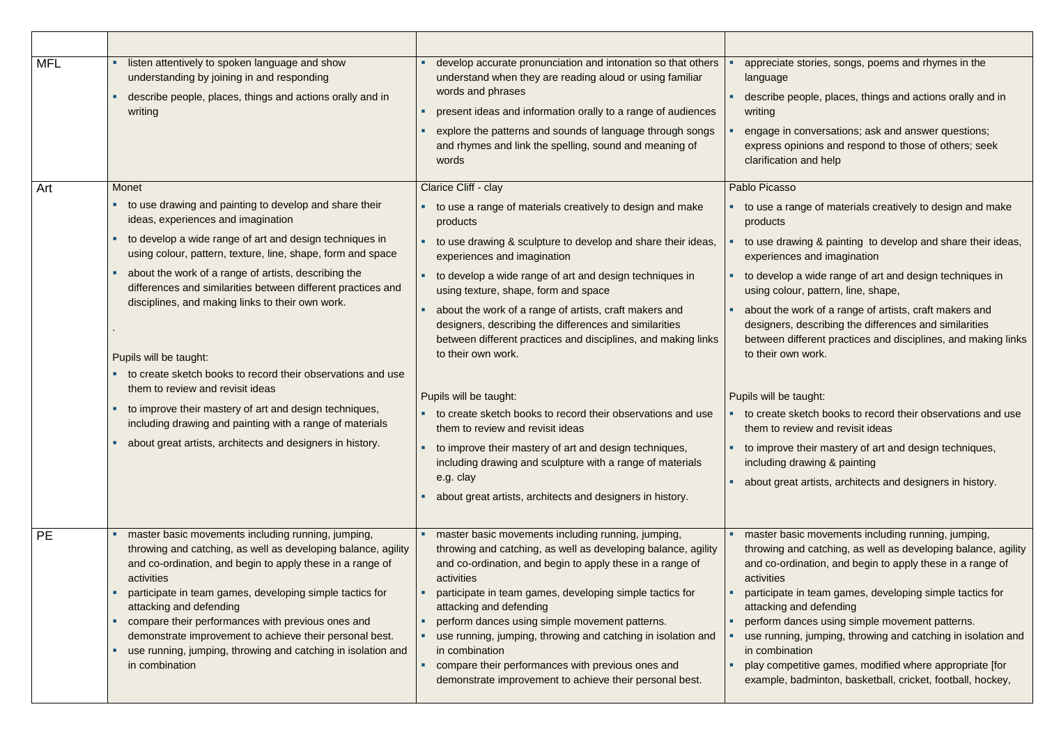| | | | |
|---|---|---|---|
| MFL | ▪ listen attentively to spoken language and show understanding by joining in and responding<br>▪ describe people, places, things and actions orally and in writing | ▪ develop accurate pronunciation and intonation so that others understand when they are reading aloud or using familiar words and phrases<br>▪ present ideas and information orally to a range of audiences<br>▪ explore the patterns and sounds of language through songs and rhymes and link the spelling, sound and meaning of words | ▪ appreciate stories, songs, poems and rhymes in the language<br>▪ describe people, places, things and actions orally and in writing<br>▪ engage in conversations; ask and answer questions; express opinions and respond to those of others; seek clarification and help |
| Art | Monet<br>▪ to use drawing and painting to develop and share their ideas, experiences and imagination<br>▪ to develop a wide range of art and design techniques in using colour, pattern, texture, line, shape, form and space<br>▪ about the work of a range of artists, describing the differences and similarities between different practices and disciplines, and making links to their own work.<br>.<br>Pupils will be taught:<br>▪ to create sketch books to record their observations and use them to review and revisit ideas<br>▪ to improve their mastery of art and design techniques, including drawing and painting with a range of materials<br>▪ about great artists, architects and designers in history. | Clarice Cliff - clay<br>▪ to use a range of materials creatively to design and make products<br>▪ to use drawing & sculpture to develop and share their ideas, experiences and imagination<br>▪ to develop a wide range of art and design techniques in using texture, shape, form and space<br>▪ about the work of a range of artists, craft makers and designers, describing the differences and similarities between different practices and disciplines, and making links to their own work.<br>Pupils will be taught:<br>▪ to create sketch books to record their observations and use them to review and revisit ideas<br>▪ to improve their mastery of art and design techniques, including drawing and sculpture with a range of materials e.g. clay<br>▪ about great artists, architects and designers in history. | Pablo Picasso<br>▪ to use a range of materials creatively to design and make products<br>▪ to use drawing & painting to develop and share their ideas, experiences and imagination<br>▪ to develop a wide range of art and design techniques in using colour, pattern, line, shape,<br>▪ about the work of a range of artists, craft makers and designers, describing the differences and similarities between different practices and disciplines, and making links to their own work.<br>Pupils will be taught:<br>▪ to create sketch books to record their observations and use them to review and revisit ideas<br>▪ to improve their mastery of art and design techniques, including drawing & painting<br>▪ about great artists, architects and designers in history. |
| PE | ▪ master basic movements including running, jumping, throwing and catching, as well as developing balance, agility and co-ordination, and begin to apply these in a range of activities<br>▪ participate in team games, developing simple tactics for attacking and defending<br>▪ compare their performances with previous ones and demonstrate improvement to achieve their personal best.<br>▪ use running, jumping, throwing and catching in isolation and in combination | ▪ master basic movements including running, jumping, throwing and catching, as well as developing balance, agility and co-ordination, and begin to apply these in a range of activities<br>▪ participate in team games, developing simple tactics for attacking and defending<br>▪ perform dances using simple movement patterns.<br>▪ use running, jumping, throwing and catching in isolation and in combination<br>▪ compare their performances with previous ones and demonstrate improvement to achieve their personal best. | ▪ master basic movements including running, jumping, throwing and catching, as well as developing balance, agility and co-ordination, and begin to apply these in a range of activities<br>▪ participate in team games, developing simple tactics for attacking and defending<br>▪ perform dances using simple movement patterns.<br>▪ use running, jumping, throwing and catching in isolation and in combination<br>▪ play competitive games, modified where appropriate [for example, badminton, basketball, cricket, football, hockey, |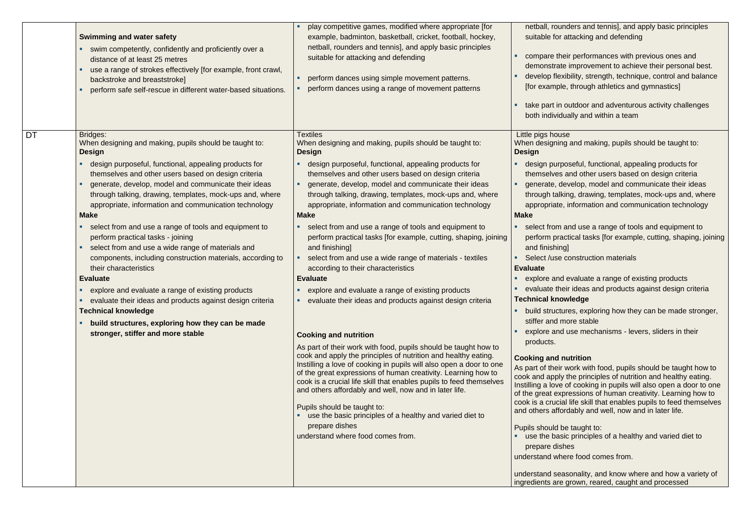| | | | |
|---|---|---|---|
| | **Swimming and water safety**<br>▪ swim competently, confidently and proficiently over a distance of at least 25 metres<br>▪ use a range of strokes effectively [for example, front crawl, backstroke and breaststroke]<br>▪ perform safe self-rescue in different water-based situations. | ▪ play competitive games, modified where appropriate [for example, badminton, basketball, cricket, football, hockey, netball, rounders and tennis], and apply basic principles suitable for attacking and defending<br>▪ perform dances using simple movement patterns.<br>▪ perform dances using a range of movement patterns | netball, rounders and tennis], and apply basic principles suitable for attacking and defending<br>▪ compare their performances with previous ones and demonstrate improvement to achieve their personal best.<br>▪ develop flexibility, strength, technique, control and balance [for example, through athletics and gymnastics]<br>▪ take part in outdoor and adventurous activity challenges both individually and within a team |
| DT | Bridges:<br>When designing and making, pupils should be taught to:<br>**Design**<br>▪ design purposeful, functional, appealing products for themselves and other users based on design criteria<br>▪ generate, develop, model and communicate their ideas through talking, drawing, templates, mock-ups and, where appropriate, information and communication technology<br>**Make**<br>▪ select from and use a range of tools and equipment to perform practical tasks - joining<br>▪ select from and use a wide range of materials and components, including construction materials, according to their characteristics<br>**Evaluate**<br>▪ explore and evaluate a range of existing products<br>▪ evaluate their ideas and products against design criteria<br>**Technical knowledge**<br>▪ **build structures, exploring how they can be made stronger, stiffer and more stable** | Textiles<br>When designing and making, pupils should be taught to:<br>**Design**<br>▪ design purposeful, functional, appealing products for themselves and other users based on design criteria<br>▪ generate, develop, model and communicate their ideas through talking, drawing, templates, mock-ups and, where appropriate, information and communication technology<br>**Make**<br>▪ select from and use a range of tools and equipment to perform practical tasks [for example, cutting, shaping, joining and finishing]<br>▪ select from and use a wide range of materials - textiles according to their characteristics<br>**Evaluate**<br>▪ explore and evaluate a range of existing products<br>▪ evaluate their ideas and products against design criteria<br>**Cooking and nutrition**<br>As part of their work with food, pupils should be taught how to cook and apply the principles of nutrition and healthy eating. Instilling a love of cooking in pupils will also open a door to one of the great expressions of human creativity. Learning how to cook is a crucial life skill that enables pupils to feed themselves and others affordably and well, now and in later life.<br>Pupils should be taught to:<br>▪ use the basic principles of a healthy and varied diet to prepare dishes<br>understand where food comes from. | Little pigs house<br>When designing and making, pupils should be taught to:<br>**Design**<br>▪ design purposeful, functional, appealing products for themselves and other users based on design criteria<br>▪ generate, develop, model and communicate their ideas through talking, drawing, templates, mock-ups and, where appropriate, information and communication technology<br>**Make**<br>▪ select from and use a range of tools and equipment to perform practical tasks [for example, cutting, shaping, joining and finishing]<br>▪ Select /use construction materials<br>**Evaluate**<br>▪ explore and evaluate a range of existing products<br>▪ evaluate their ideas and products against design criteria<br>**Technical knowledge**<br>▪ build structures, exploring how they can be made stronger, stiffer and more stable<br>▪ explore and use mechanisms - levers, sliders in their products.<br>**Cooking and nutrition**<br>As part of their work with food, pupils should be taught how to cook and apply the principles of nutrition and healthy eating. Instilling a love of cooking in pupils will also open a door to one of the great expressions of human creativity. Learning how to cook is a crucial life skill that enables pupils to feed themselves and others affordably and well, now and in later life.<br>Pupils should be taught to:<br>▪ use the basic principles of a healthy and varied diet to prepare dishes<br>understand where food comes from.<br>understand seasonality, and know where and how a variety of ingredients are grown, reared, caught and processed |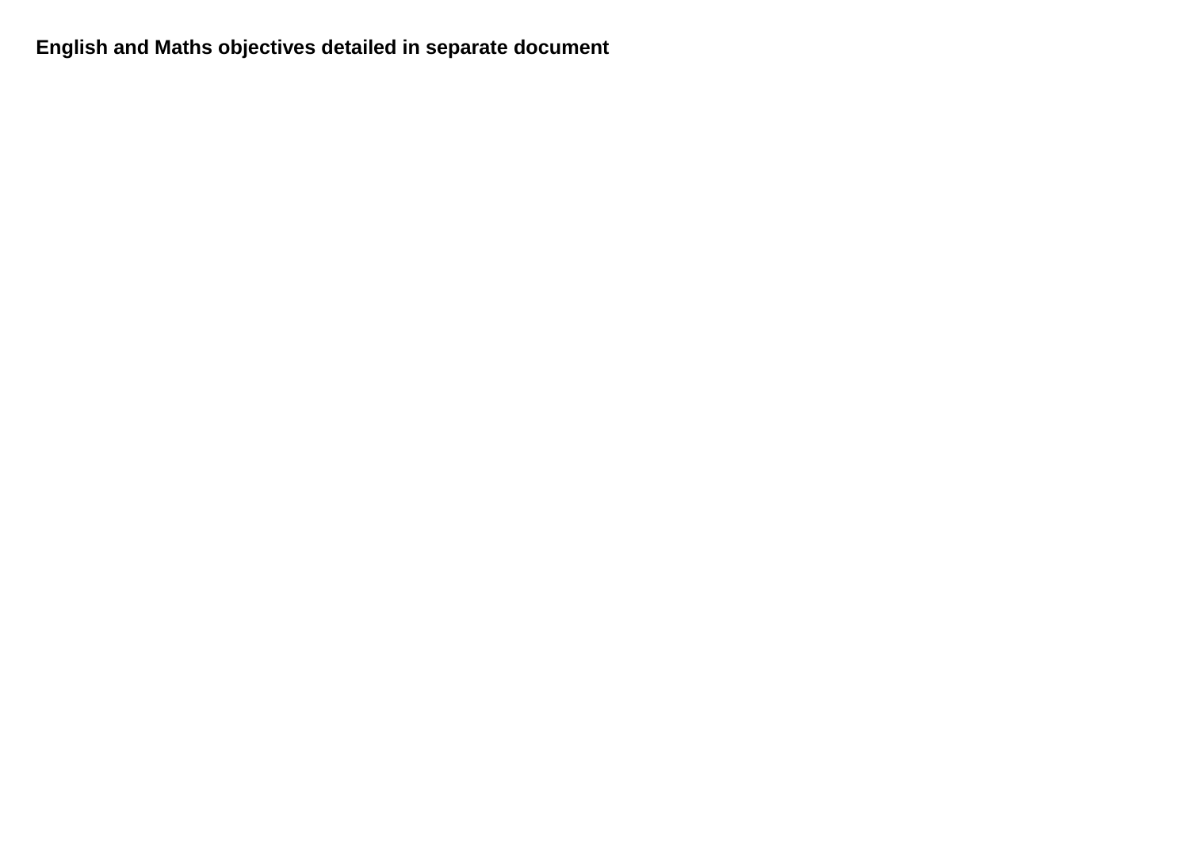**English and Maths objectives detailed in separate document**